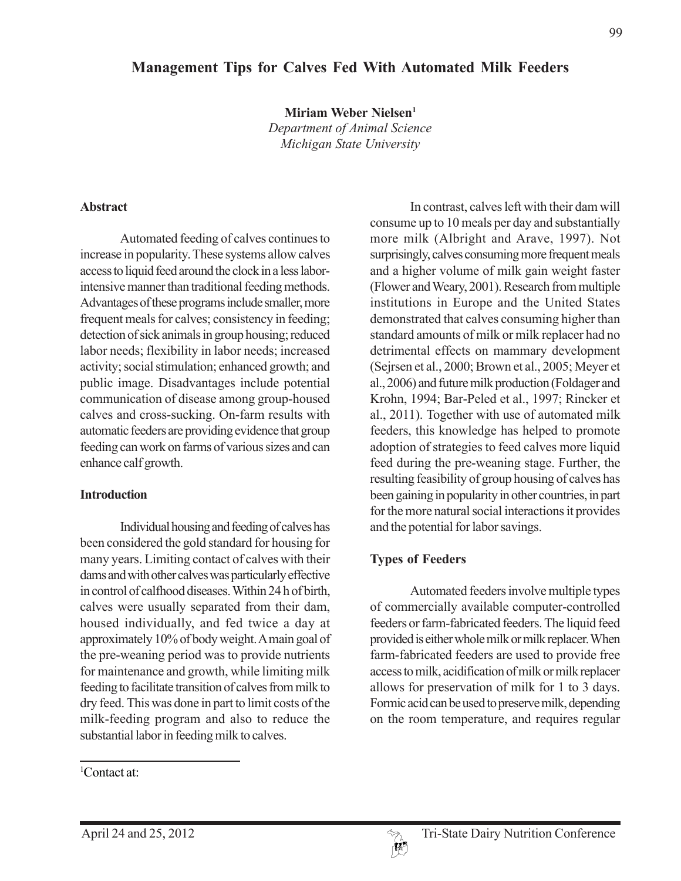# Management Tips for Calves Fed With Automated Milk Feeders

**Miriam Weber Nielsen**[1]
*Department of Animal Science*
*Michigan State University*

## Abstract

Automated feeding of calves continues to increase in popularity. These systems allow calves access to liquid feed around the clock in a less labor-intensive manner than traditional feeding methods. Advantages of these programs include smaller, more frequent meals for calves; consistency in feeding; detection of sick animals in group housing; reduced labor needs; flexibility in labor needs; increased activity; social stimulation; enhanced growth; and public image. Disadvantages include potential communication of disease among group-housed calves and cross-sucking. On-farm results with automatic feeders are providing evidence that group feeding can work on farms of various sizes and can enhance calf growth.

## Introduction

Individual housing and feeding of calves has been considered the gold standard for housing for many years. Limiting contact of calves with their dams and with other calves was particularly effective in control of calfhood diseases. Within 24 h of birth, calves were usually separated from their dam, housed individually, and fed twice a day at approximately 10% of body weight. A main goal of the pre-weaning period was to provide nutrients for maintenance and growth, while limiting milk feeding to facilitate transition of calves from milk to dry feed. This was done in part to limit costs of the milk-feeding program and also to reduce the substantial labor in feeding milk to calves.

In contrast, calves left with their dam will consume up to 10 meals per day and substantially more milk (Albright and Arave, 1997). Not surprisingly, calves consuming more frequent meals and a higher volume of milk gain weight faster (Flower and Weary, 2001). Research from multiple institutions in Europe and the United States demonstrated that calves consuming higher than standard amounts of milk or milk replacer had no detrimental effects on mammary development (Sejrsen et al., 2000; Brown et al., 2005; Meyer et al., 2006) and future milk production (Foldager and Krohn, 1994; Bar-Peled et al., 1997; Rincker et al., 2011). Together with use of automated milk feeders, this knowledge has helped to promote adoption of strategies to feed calves more liquid feed during the pre-weaning stage. Further, the resulting feasibility of group housing of calves has been gaining in popularity in other countries, in part for the more natural social interactions it provides and the potential for labor savings.

## Types of Feeders

Automated feeders involve multiple types of commercially available computer-controlled feeders or farm-fabricated feeders. The liquid feed provided is either whole milk or milk replacer. When farm-fabricated feeders are used to provide free access to milk, acidification of milk or milk replacer allows for preservation of milk for 1 to 3 days. Formic acid can be used to preserve milk, depending on the room temperature, and requires regular

[1]Contact at: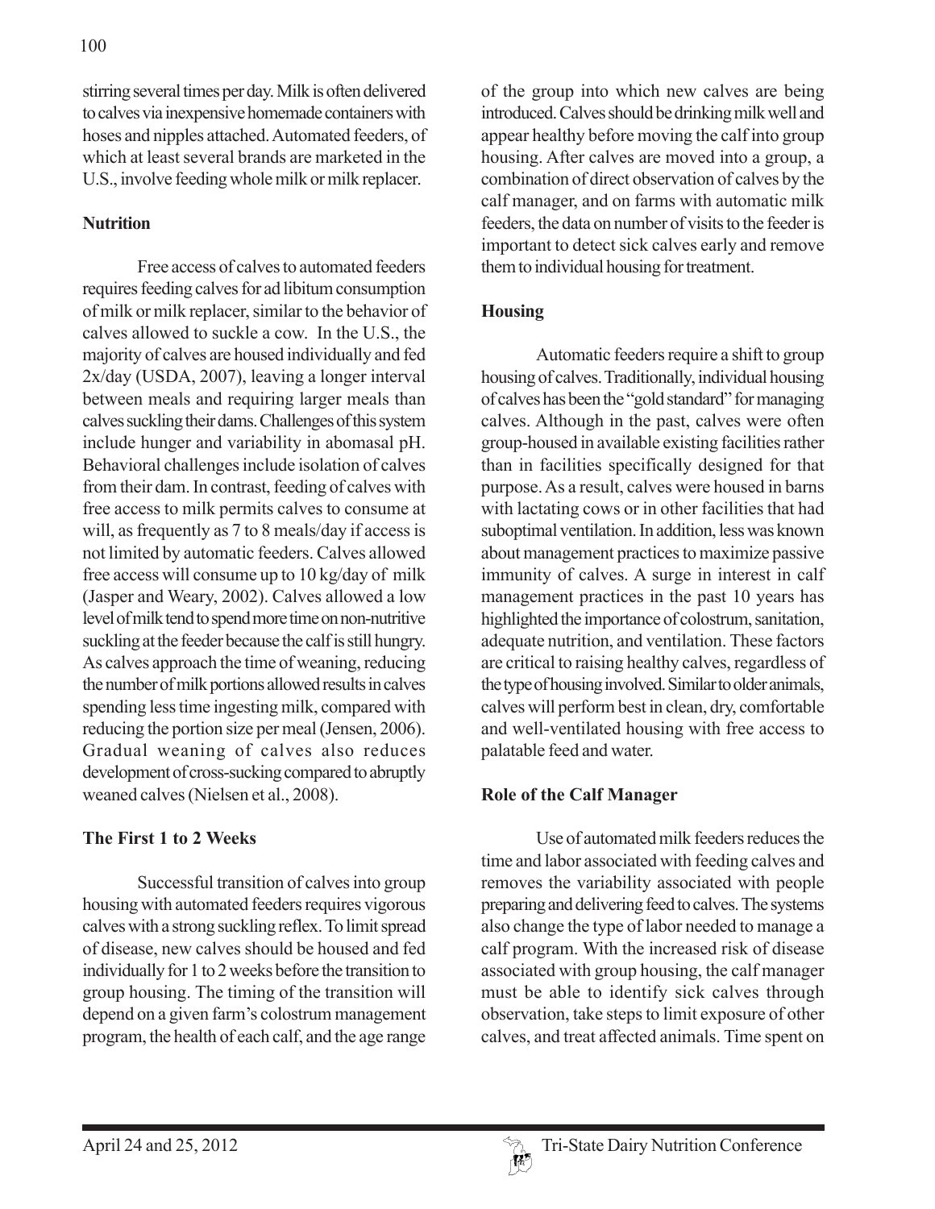stirring several times per day. Milk is often delivered to calves via inexpensive homemade containers with hoses and nipples attached. Automated feeders, of which at least several brands are marketed in the U.S., involve feeding whole milk or milk replacer.

**Nutrition**

Free access of calves to automated feeders requires feeding calves for ad libitum consumption of milk or milk replacer, similar to the behavior of calves allowed to suckle a cow. In the U.S., the majority of calves are housed individually and fed 2x/day (USDA, 2007), leaving a longer interval between meals and requiring larger meals than calves suckling their dams. Challenges of this system include hunger and variability in abomasal pH. Behavioral challenges include isolation of calves from their dam. In contrast, feeding of calves with free access to milk permits calves to consume at will, as frequently as 7 to 8 meals/day if access is not limited by automatic feeders. Calves allowed free access will consume up to 10 kg/day of milk (Jasper and Weary, 2002). Calves allowed a low level of milk tend to spend more time on non-nutritive suckling at the feeder because the calf is still hungry. As calves approach the time of weaning, reducing the number of milk portions allowed results in calves spending less time ingesting milk, compared with reducing the portion size per meal (Jensen, 2006). Gradual weaning of calves also reduces development of cross-sucking compared to abruptly weaned calves (Nielsen et al., 2008).

**The First 1 to 2 Weeks**

Successful transition of calves into group housing with automated feeders requires vigorous calves with a strong suckling reflex. To limit spread of disease, new calves should be housed and fed individually for 1 to 2 weeks before the transition to group housing. The timing of the transition will depend on a given farm's colostrum management program, the health of each calf, and the age range of the group into which new calves are being introduced. Calves should be drinking milk well and appear healthy before moving the calf into group housing. After calves are moved into a group, a combination of direct observation of calves by the calf manager, and on farms with automatic milk feeders, the data on number of visits to the feeder is important to detect sick calves early and remove them to individual housing for treatment.

**Housing**

Automatic feeders require a shift to group housing of calves. Traditionally, individual housing of calves has been the "gold standard" for managing calves. Although in the past, calves were often group-housed in available existing facilities rather than in facilities specifically designed for that purpose. As a result, calves were housed in barns with lactating cows or in other facilities that had suboptimal ventilation. In addition, less was known about management practices to maximize passive immunity of calves. A surge in interest in calf management practices in the past 10 years has highlighted the importance of colostrum, sanitation, adequate nutrition, and ventilation. These factors are critical to raising healthy calves, regardless of the type of housing involved. Similar to older animals, calves will perform best in clean, dry, comfortable and well-ventilated housing with free access to palatable feed and water.

**Role of the Calf Manager**

Use of automated milk feeders reduces the time and labor associated with feeding calves and removes the variability associated with people preparing and delivering feed to calves. The systems also change the type of labor needed to manage a calf program. With the increased risk of disease associated with group housing, the calf manager must be able to identify sick calves through observation, take steps to limit exposure of other calves, and treat affected animals. Time spent on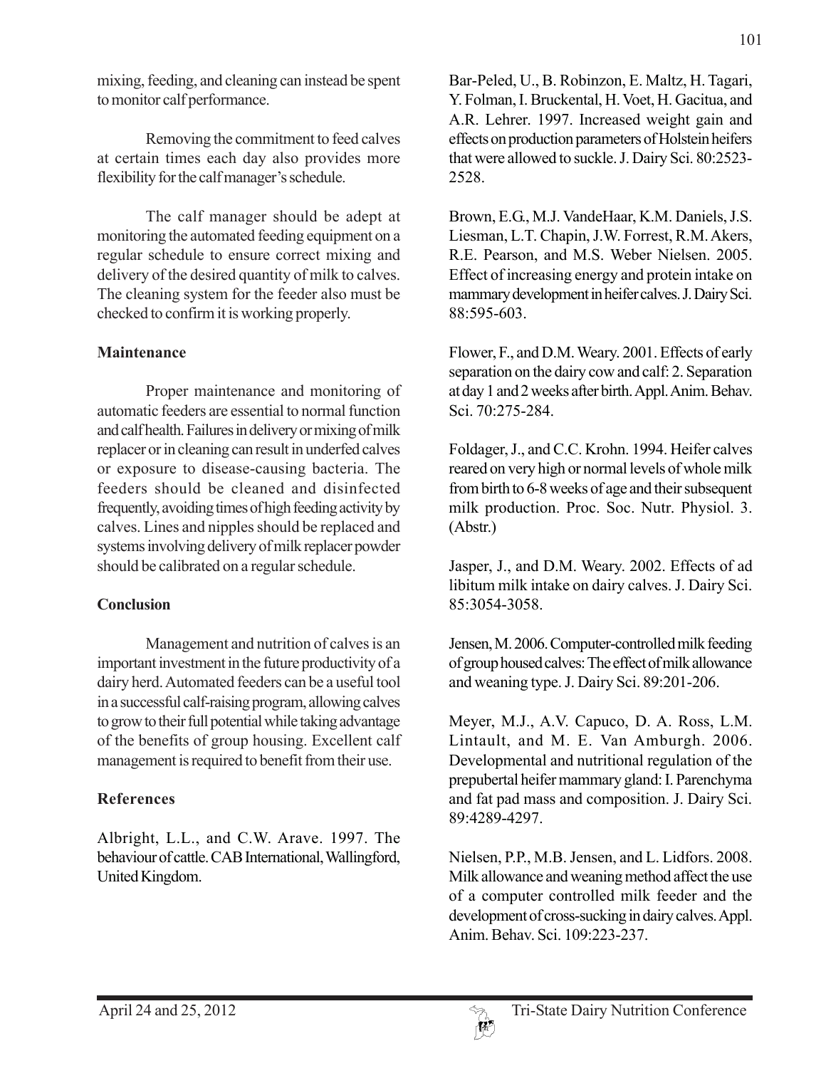mixing, feeding, and cleaning can instead be spent to monitor calf performance.

Removing the commitment to feed calves at certain times each day also provides more flexibility for the calf manager's schedule.

The calf manager should be adept at monitoring the automated feeding equipment on a regular schedule to ensure correct mixing and delivery of the desired quantity of milk to calves. The cleaning system for the feeder also must be checked to confirm it is working properly.

## Maintenance

Proper maintenance and monitoring of automatic feeders are essential to normal function and calf health. Failures in delivery or mixing of milk replacer or in cleaning can result in underfed calves or exposure to disease-causing bacteria. The feeders should be cleaned and disinfected frequently, avoiding times of high feeding activity by calves. Lines and nipples should be replaced and systems involving delivery of milk replacer powder should be calibrated on a regular schedule.

## Conclusion

Management and nutrition of calves is an important investment in the future productivity of a dairy herd. Automated feeders can be a useful tool in a successful calf-raising program, allowing calves to grow to their full potential while taking advantage of the benefits of group housing. Excellent calf management is required to benefit from their use.

## References

Albright, L.L., and C.W. Arave. 1997. The behaviour of cattle. CAB International, Wallingford, United Kingdom.

Bar-Peled, U., B. Robinzon, E. Maltz, H. Tagari, Y. Folman, I. Bruckental, H. Voet, H. Gacitua, and A.R. Lehrer. 1997. Increased weight gain and effects on production parameters of Holstein heifers that were allowed to suckle. J. Dairy Sci. 80:2523-2528.

Brown, E.G., M.J. VandeHaar, K.M. Daniels, J.S. Liesman, L.T. Chapin, J.W. Forrest, R.M. Akers, R.E. Pearson, and M.S. Weber Nielsen. 2005. Effect of increasing energy and protein intake on mammary development in heifer calves. J. Dairy Sci. 88:595-603.

Flower, F., and D.M. Weary. 2001. Effects of early separation on the dairy cow and calf: 2. Separation at day 1 and 2 weeks after birth. Appl. Anim. Behav. Sci. 70:275-284.

Foldager, J., and C.C. Krohn. 1994. Heifer calves reared on very high or normal levels of whole milk from birth to 6-8 weeks of age and their subsequent milk production. Proc. Soc. Nutr. Physiol. 3. (Abstr.)

Jasper, J., and D.M. Weary. 2002. Effects of ad libitum milk intake on dairy calves. J. Dairy Sci. 85:3054-3058.

Jensen, M. 2006. Computer-controlled milk feeding of group housed calves: The effect of milk allowance and weaning type. J. Dairy Sci. 89:201-206.

Meyer, M.J., A.V. Capuco, D. A. Ross, L.M. Lintault, and M. E. Van Amburgh. 2006. Developmental and nutritional regulation of the prepubertal heifer mammary gland: I. Parenchyma and fat pad mass and composition. J. Dairy Sci. 89:4289-4297.

Nielsen, P.P., M.B. Jensen, and L. Lidfors. 2008. Milk allowance and weaning method affect the use of a computer controlled milk feeder and the development of cross-sucking in dairy calves. Appl. Anim. Behav. Sci. 109:223-237.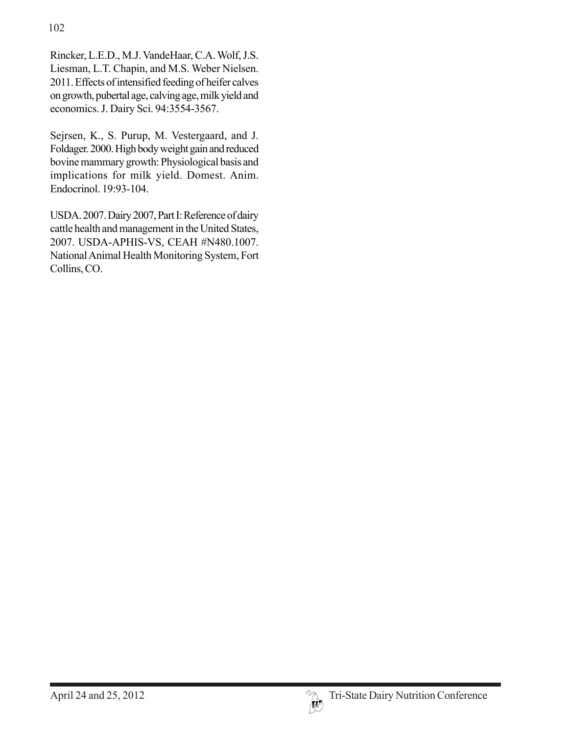Rincker, L.E.D., M.J. VandeHaar, C.A. Wolf, J.S. Liesman, L.T. Chapin, and M.S. Weber Nielsen. 2011. Effects of intensified feeding of heifer calves on growth, pubertal age, calving age, milk yield and economics. J. Dairy Sci. 94:3554-3567.

Sejrsen, K., S. Purup, M. Vestergaard, and J. Foldager. 2000. High body weight gain and reduced bovine mammary growth: Physiological basis and implications for milk yield. Domest. Anim. Endocrinol. 19:93-104.

USDA. 2007. Dairy 2007, Part I: Reference of dairy cattle health and management in the United States, 2007. USDA-APHIS-VS, CEAH #N480.1007. National Animal Health Monitoring System, Fort Collins, CO.